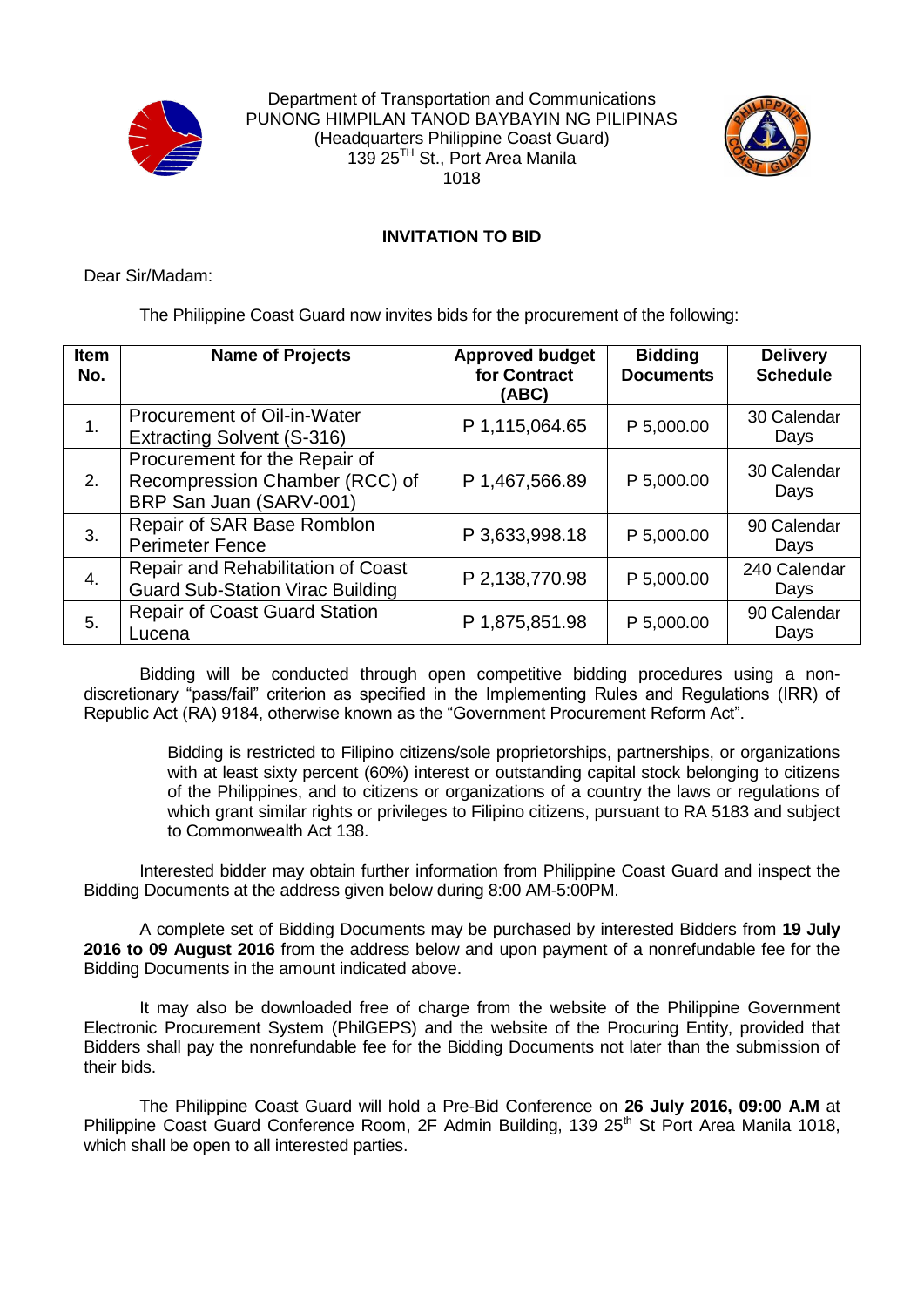Department of Transportation and Communications
PUNONG HIMPILAN TANOD BAYBAYIN NG PILIPINAS
(Headquarters Philippine Coast Guard)
139 25[TH] St., Port Area Manila
1018

## INVITATION TO BID

Dear Sir/Madam:

The Philippine Coast Guard now invites bids for the procurement of the following:

| Item No. | Name of Projects | Approved budget for Contract (ABC) | Bidding Documents | Delivery Schedule |
|---|---|---|---|---|
| 1. | Procurement of Oil-in-Water Extracting Solvent (S-316) | P 1,115,064.65 | P 5,000.00 | 30 Calendar Days |
| 2. | Procurement for the Repair of Recompression Chamber (RCC) of BRP San Juan (SARV-001) | P 1,467,566.89 | P 5,000.00 | 30 Calendar Days |
| 3. | Repair of SAR Base Romblon Perimeter Fence | P 3,633,998.18 | P 5,000.00 | 90 Calendar Days |
| 4. | Repair and Rehabilitation of Coast Guard Sub-Station Virac Building | P 2,138,770.98 | P 5,000.00 | 240 Calendar Days |
| 5. | Repair of Coast Guard Station Lucena | P 1,875,851.98 | P 5,000.00 | 90 Calendar Days |

Bidding will be conducted through open competitive bidding procedures using a non-discretionary "pass/fail" criterion as specified in the Implementing Rules and Regulations (IRR) of Republic Act (RA) 9184, otherwise known as the "Government Procurement Reform Act".

Bidding is restricted to Filipino citizens/sole proprietorships, partnerships, or organizations with at least sixty percent (60%) interest or outstanding capital stock belonging to citizens of the Philippines, and to citizens or organizations of a country the laws or regulations of which grant similar rights or privileges to Filipino citizens, pursuant to RA 5183 and subject to Commonwealth Act 138.

Interested bidder may obtain further information from Philippine Coast Guard and inspect the Bidding Documents at the address given below during 8:00 AM-5:00PM.

A complete set of Bidding Documents may be purchased by interested Bidders from **19 July 2016 to 09 August 2016** from the address below and upon payment of a nonrefundable fee for the Bidding Documents in the amount indicated above.

It may also be downloaded free of charge from the website of the Philippine Government Electronic Procurement System (PhilGEPS) and the website of the Procuring Entity, provided that Bidders shall pay the nonrefundable fee for the Bidding Documents not later than the submission of their bids.

The Philippine Coast Guard will hold a Pre-Bid Conference on **26 July 2016, 09:00 A.M** at Philippine Coast Guard Conference Room, 2F Admin Building, 139 25[th] St Port Area Manila 1018, which shall be open to all interested parties.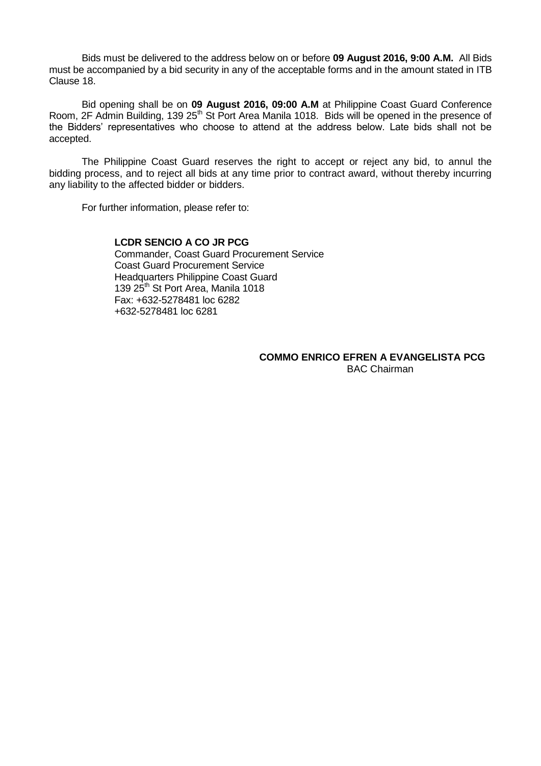Bids must be delivered to the address below on or before **09 August 2016, 9:00 A.M.** All Bids must be accompanied by a bid security in any of the acceptable forms and in the amount stated in ITB Clause 18.

Bid opening shall be on **09 August 2016, 09:00 A.M** at Philippine Coast Guard Conference Room, 2F Admin Building, 139 25th St Port Area Manila 1018. Bids will be opened in the presence of the Bidders' representatives who choose to attend at the address below. Late bids shall not be accepted.

The Philippine Coast Guard reserves the right to accept or reject any bid, to annul the bidding process, and to reject all bids at any time prior to contract award, without thereby incurring any liability to the affected bidder or bidders.

For further information, please refer to:

**LCDR SENCIO A CO JR PCG**
Commander, Coast Guard Procurement Service
Coast Guard Procurement Service
Headquarters Philippine Coast Guard
139 25th St Port Area, Manila 1018
Fax: +632-5278481 loc 6282
+632-5278481 loc 6281

**COMMO ENRICO EFREN A EVANGELISTA PCG**
BAC Chairman